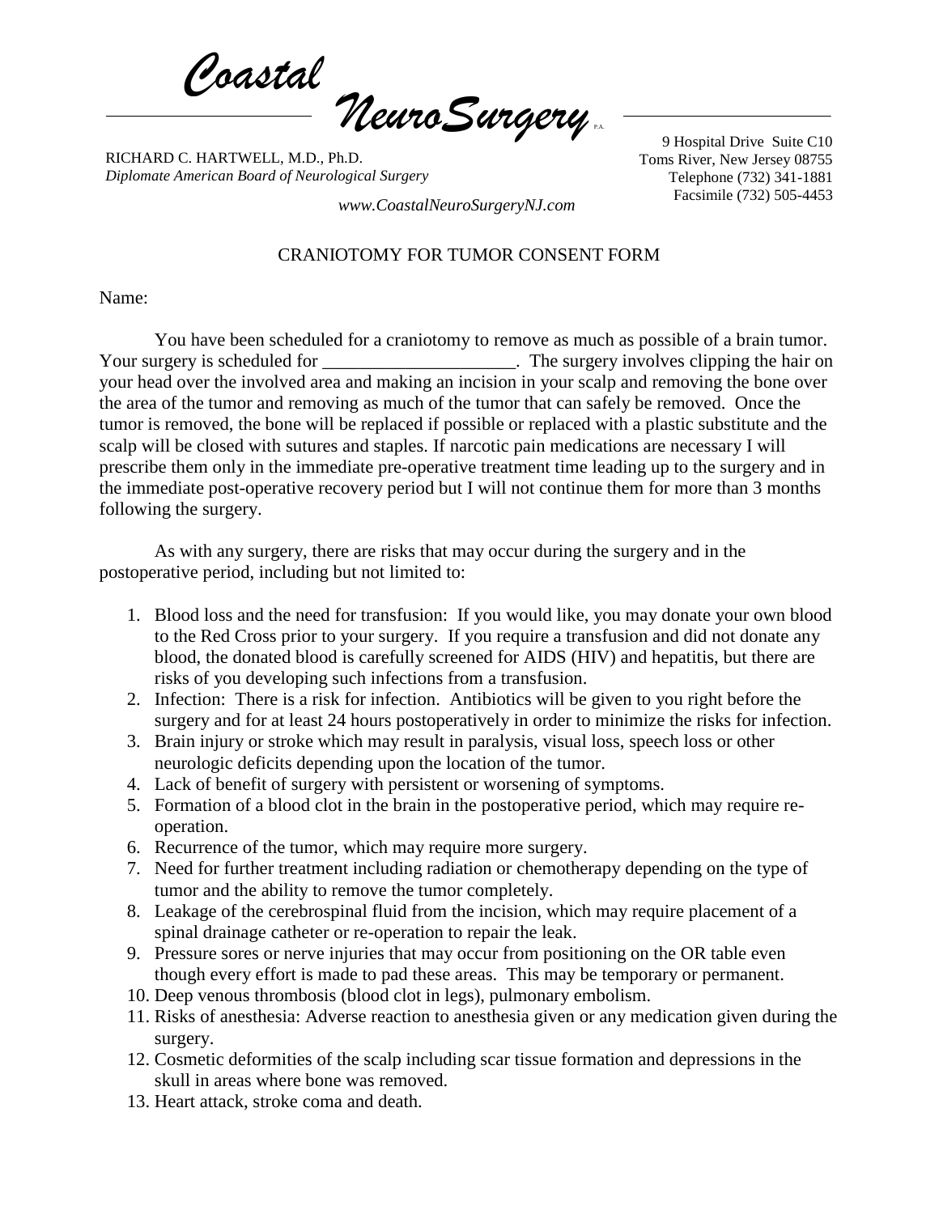*Coastal NeuroSurgery* P.A.

RICHARD C. HARTWELL, M.D., Ph.D.
*Diplomate American Board of Neurological Surgery*

9 Hospital Drive Suite C10
Toms River, New Jersey 08755
Telephone (732) 341-1881
Facsimile (732) 505-4453

*www.CoastalNeuroSurgeryNJ.com*

CRANIOTOMY FOR TUMOR CONSENT FORM

Name:

You have been scheduled for a craniotomy to remove as much as possible of a brain tumor. Your surgery is scheduled for _____________________. The surgery involves clipping the hair on your head over the involved area and making an incision in your scalp and removing the bone over the area of the tumor and removing as much of the tumor that can safely be removed. Once the tumor is removed, the bone will be replaced if possible or replaced with a plastic substitute and the scalp will be closed with sutures and staples. If narcotic pain medications are necessary I will prescribe them only in the immediate pre-operative treatment time leading up to the surgery and in the immediate post-operative recovery period but I will not continue them for more than 3 months following the surgery.

As with any surgery, there are risks that may occur during the surgery and in the postoperative period, including but not limited to:

1. Blood loss and the need for transfusion: If you would like, you may donate your own blood to the Red Cross prior to your surgery. If you require a transfusion and did not donate any blood, the donated blood is carefully screened for AIDS (HIV) and hepatitis, but there are risks of you developing such infections from a transfusion.
2. Infection: There is a risk for infection. Antibiotics will be given to you right before the surgery and for at least 24 hours postoperatively in order to minimize the risks for infection.
3. Brain injury or stroke which may result in paralysis, visual loss, speech loss or other neurologic deficits depending upon the location of the tumor.
4. Lack of benefit of surgery with persistent or worsening of symptoms.
5. Formation of a blood clot in the brain in the postoperative period, which may require re-operation.
6. Recurrence of the tumor, which may require more surgery.
7. Need for further treatment including radiation or chemotherapy depending on the type of tumor and the ability to remove the tumor completely.
8. Leakage of the cerebrospinal fluid from the incision, which may require placement of a spinal drainage catheter or re-operation to repair the leak.
9. Pressure sores or nerve injuries that may occur from positioning on the OR table even though every effort is made to pad these areas. This may be temporary or permanent.
10. Deep venous thrombosis (blood clot in legs), pulmonary embolism.
11. Risks of anesthesia: Adverse reaction to anesthesia given or any medication given during the surgery.
12. Cosmetic deformities of the scalp including scar tissue formation and depressions in the skull in areas where bone was removed.
13. Heart attack, stroke coma and death.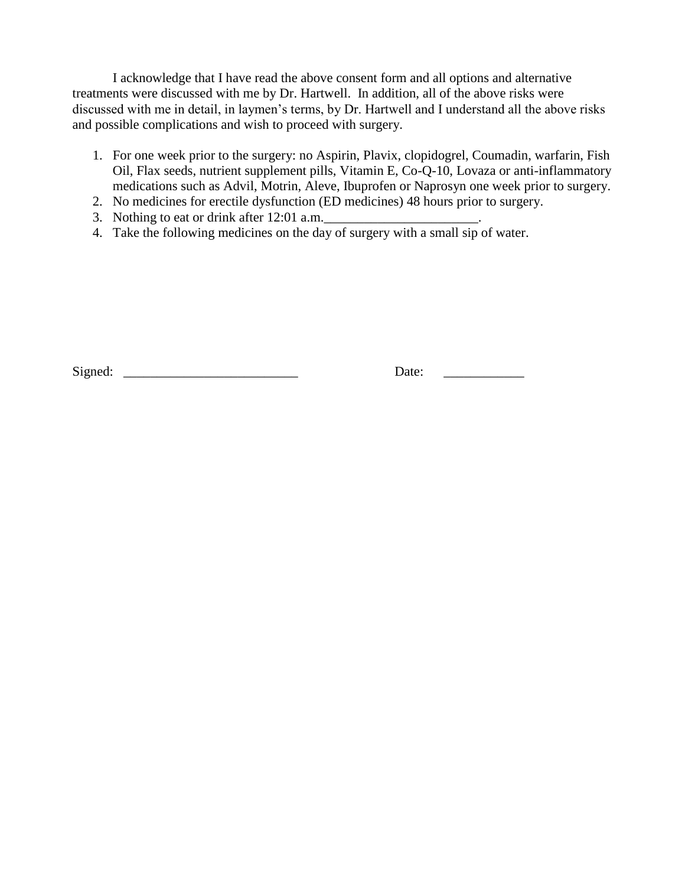I acknowledge that I have read the above consent form and all options and alternative treatments were discussed with me by Dr. Hartwell. In addition, all of the above risks were discussed with me in detail, in laymen's terms, by Dr. Hartwell and I understand all the above risks and possible complications and wish to proceed with surgery.

1. For one week prior to the surgery: no Aspirin, Plavix, clopidogrel, Coumadin, warfarin, Fish Oil, Flax seeds, nutrient supplement pills, Vitamin E, Co-Q-10, Lovaza or anti-inflammatory medications such as Advil, Motrin, Aleve, Ibuprofen or Naprosyn one week prior to surgery.
2. No medicines for erectile dysfunction (ED medicines) 48 hours prior to surgery.
3. Nothing to eat or drink after 12:01 a.m.______________________.
4. Take the following medicines on the day of surgery with a small sip of water.

Signed: __________________________ Date: ____________